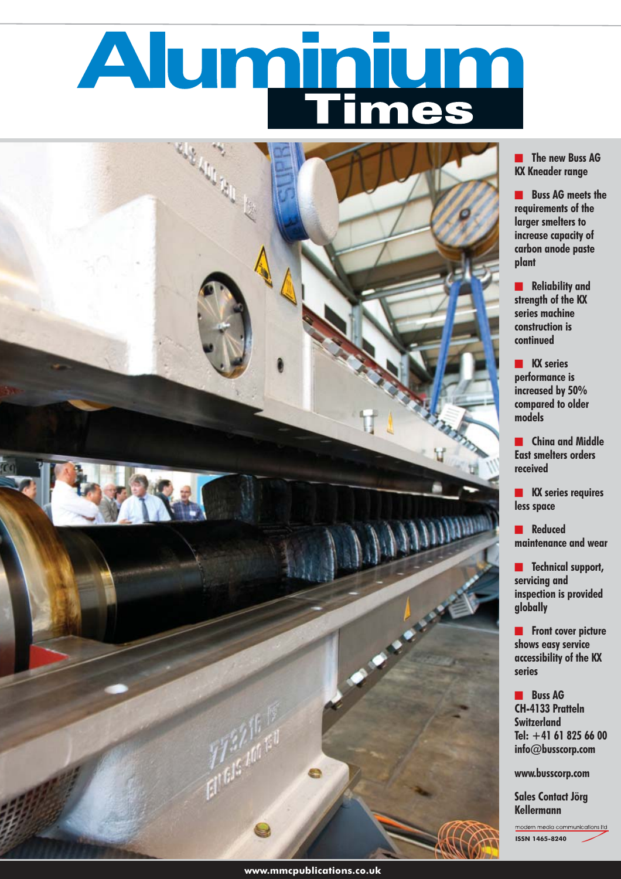# Aluminium Times

- The new Buss AG KX Kneader range
- Buss AG meets the requirements of the larger smelters to increase capacity of carbon anode paste plant
- Reliability and strength of the KX series machine construction is continued
- KX series performance is increased by 50% compared to older models
- China and Middle East smelters orders received
- KX series requires less space
- Reduced maintenance and wear
- Technical support, servicing and inspection is provided globally
- Front cover picture shows easy service accessibility of the KX series
- Buss AG
  CH-4133 Pratteln
  Switzerland
  Tel: +41 61 825 66 00
  info@busscorp.com

www.busscorp.com

Sales Contact Jörg Kellermann

modern media communications ltd

ISSN 1465-8240

www.mmcpublications.co.uk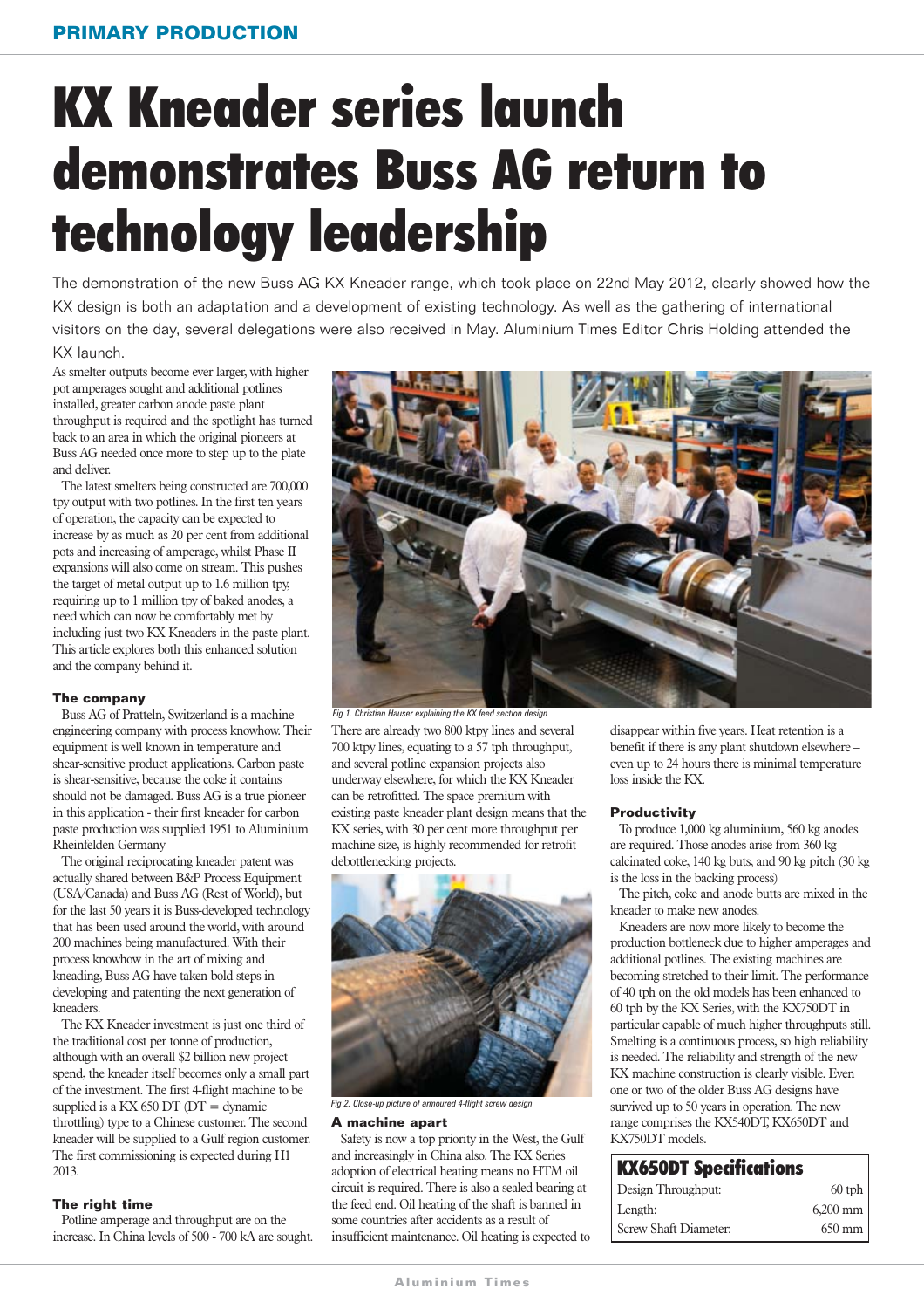// PRIMARY PRODUCTION

# KX Kneader series launch demonstrates Buss AG return to technology leadership

The demonstration of the new Buss AG KX Kneader range, which took place on 22nd May 2012, clearly showed how the KX design is both an adaptation and a development of existing technology. As well as the gathering of international visitors on the day, several delegations were also received in May. Aluminium Times Editor Chris Holding attended the KX launch.

As smelter outputs become ever larger, with higher pot amperages sought and additional potlines installed, greater carbon anode paste plant throughput is required and the spotlight has turned back to an area in which the original pioneers at Buss AG needed once more to step up to the plate and deliver.

The latest smelters being constructed are 700,000 tpy output with two potlines. In the first ten years of operation, the capacity can be expected to increase by as much as 20 per cent from additional pots and increasing of amperage, whilst Phase II expansions will also come on stream. This pushes the target of metal output up to 1.6 million tpy, requiring up to 1 million tpy of baked anodes, a need which can now be comfortably met by including just two KX Kneaders in the paste plant. This article explores both this enhanced solution and the company behind it.

### The company

Buss AG of Pratteln, Switzerland is a machine engineering company with process knowhow. Their equipment is well known in temperature and shear-sensitive product applications. Carbon paste is shear-sensitive, because the coke it contains should not be damaged. Buss AG is a true pioneer in this application - their first kneader for carbon paste production was supplied 1951 to Aluminium Rheinfelden Germany

The original reciprocating paste kneader patent was actually shared between B&P Process Equipment (USA/Canada) and Buss AG (Rest of World), but for the last 50 years it is Buss-developed technology that has been used around the world, with around 200 machines being manufactured. With their process knowhow in the art of mixing and kneading, Buss AG have taken bold steps in developing and patenting the next generation of kneaders.

The KX Kneader investment is just one third of the traditional cost per tonne of production, although with an overall \$2 billion new project spend, the kneader itself becomes only a small part of the investment. The first 4-flight machine to be supplied is a KX 650 DT (DT = dynamic throttling) type to a Chinese customer. The second kneader will be supplied to a Gulf region customer. The first commissioning is expected during H1 2013.

### The right time

Potline amperage and throughput are on the increase. In China levels of 500 - 700 kA are sought. There are already two 800 ktpy lines and several 700 ktpy lines, equating to a 57 tph throughput, and several potline expansion projects also underway elsewhere, for which the KX Kneader can be retrofitted. The space premium with existing paste kneader plant design means that the KX series, with 30 per cent more throughput per machine size, is highly recommended for retrofit debottlenecking projects.

*Fig 1. Christian Hauser explaining the KX feed section design*

*Fig 2. Close-up picture of armoured 4-flight screw design*

### A machine apart

Safety is now a top priority in the West, the Gulf and increasingly in China also. The KX Series adoption of electrical heating means no HTM oil circuit is required. There is also a sealed bearing at the feed end. Oil heating of the shaft is banned in some countries after accidents as a result of insufficient maintenance. Oil heating is expected to disappear within five years. Heat retention is a benefit if there is any plant shutdown elsewhere – even up to 24 hours there is minimal temperature loss inside the KX.

### Productivity

To produce 1,000 kg aluminium, 560 kg anodes are required. Those anodes arise from 360 kg calcinated coke, 140 kg buts, and 90 kg pitch (30 kg is the loss in the backing process)

The pitch, coke and anode butts are mixed in the kneader to make new anodes.

Kneaders are now more likely to become the production bottleneck due to higher amperages and additional potlines. The existing machines are becoming stretched to their limit. The performance of 40 tph on the old models has been enhanced to 60 tph by the KX Series, with the KX750DT in particular capable of much higher throughputs still. Smelting is a continuous process, so high reliability is needed. The reliability and strength of the new KX machine construction is clearly visible. Even one or two of the older Buss AG designs have survived up to 50 years in operation. The new range comprises the KX540DT, KX650DT and KX750DT models.

| KX650DT Specifications | |
|---|---|
| Design Throughput: | 60 tph |
| Length: | 6,200 mm |
| Screw Shaft Diameter: | 650 mm |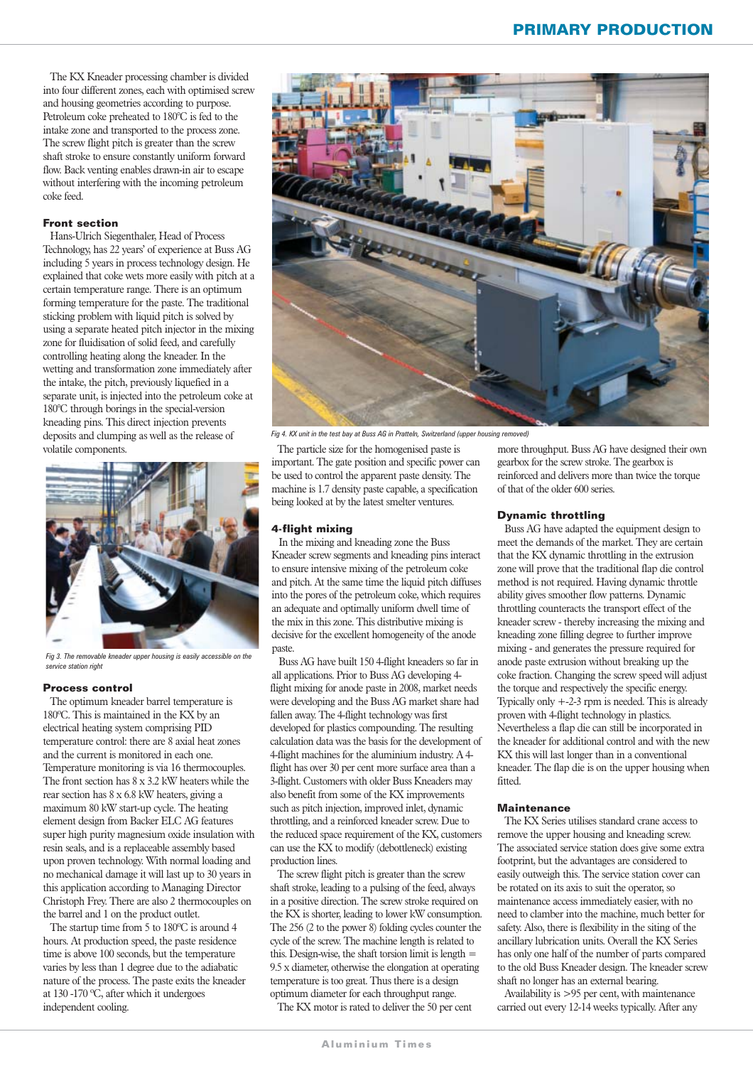The KX Kneader processing chamber is divided into four different zones, each with optimised screw and housing geometries according to purpose. Petroleum coke preheated to 180ºC is fed to the intake zone and transported to the process zone. The screw flight pitch is greater than the screw shaft stroke to ensure constantly uniform forward flow. Back venting enables drawn-in air to escape without interfering with the incoming petroleum coke feed.

### Front section

Hans-Ulrich Siegenthaler, Head of Process Technology, has 22 years' of experience at Buss AG including 5 years in process technology design. He explained that coke wets more easily with pitch at a certain temperature range. There is an optimum forming temperature for the paste. The traditional sticking problem with liquid pitch is solved by using a separate heated pitch injector in the mixing zone for fluidisation of solid feed, and carefully controlling heating along the kneader. In the wetting and transformation zone immediately after the intake, the pitch, previously liquefied in a separate unit, is injected into the petroleum coke at 180ºC through borings in the special-version kneading pins. This direct injection prevents deposits and clumping as well as the release of volatile components.

*Fig 3. The removable kneader upper housing is easily accessible on the service station right*

### Process control

The optimum kneader barrel temperature is 180ºC. This is maintained in the KX by an electrical heating system comprising PID temperature control: there are 8 axial heat zones and the current is monitored in each one. Temperature monitoring is via 16 thermocouples. The front section has 8 x 3.2 kW heaters while the rear section has 8 x 6.8 kW heaters, giving a maximum 80 kW start-up cycle. The heating element design from Backer ELC AG features super high purity magnesium oxide insulation with resin seals, and is a replaceable assembly based upon proven technology. With normal loading and no mechanical damage it will last up to 30 years in this application according to Managing Director Christoph Frey. There are also 2 thermocouples on the barrel and 1 on the product outlet.

The startup time from 5 to 180ºC is around 4 hours. At production speed, the paste residence time is above 100 seconds, but the temperature varies by less than 1 degree due to the adiabatic nature of the process. The paste exits the kneader at 130 -170 ºC, after which it undergoes independent cooling.

*Fig 4. KX unit in the test bay at Buss AG in Pratteln, Switzerland (upper housing removed)*

The particle size for the homogenised paste is important. The gate position and specific power can be used to control the apparent paste density. The machine is 1.7 density paste capable, a specification being looked at by the latest smelter ventures.

### 4-flight mixing

In the mixing and kneading zone the Buss Kneader screw segments and kneading pins interact to ensure intensive mixing of the petroleum coke and pitch. At the same time the liquid pitch diffuses into the pores of the petroleum coke, which requires an adequate and optimally uniform dwell time of the mix in this zone. This distributive mixing is decisive for the excellent homogeneity of the anode paste.

Buss AG have built 150 4-flight kneaders so far in all applications. Prior to Buss AG developing 4-flight mixing for anode paste in 2008, market needs were developing and the Buss AG market share had fallen away. The 4-flight technology was first developed for plastics compounding. The resulting calculation data was the basis for the development of 4-flight machines for the aluminium industry. A 4-flight has over 30 per cent more surface area than a 3-flight. Customers with older Buss Kneaders may also benefit from some of the KX improvements such as pitch injection, improved inlet, dynamic throttling, and a reinforced kneader screw. Due to the reduced space requirement of the KX, customers can use the KX to modify (debottleneck) existing production lines.

The screw flight pitch is greater than the screw shaft stroke, leading to a pulsing of the feed, always in a positive direction. The screw stroke required on the KX is shorter, leading to lower kW consumption. The 256 (2 to the power 8) folding cycles counter the cycle of the screw. The machine length is related to this. Design-wise, the shaft torsion limit is length = 9.5 x diameter, otherwise the elongation at operating temperature is too great. Thus there is a design optimum diameter for each throughput range.

The KX motor is rated to deliver the 50 per cent more throughput. Buss AG have designed their own gearbox for the screw stroke. The gearbox is reinforced and delivers more than twice the torque of that of the older 600 series.

### Dynamic throttling

Buss AG have adapted the equipment design to meet the demands of the market. They are certain that the KX dynamic throttling in the extrusion zone will prove that the traditional flap die control method is not required. Having dynamic throttle ability gives smoother flow patterns. Dynamic throttling counteracts the transport effect of the kneader screw - thereby increasing the mixing and kneading zone filling degree to further improve mixing - and generates the pressure required for anode paste extrusion without breaking up the coke fraction. Changing the screw speed will adjust the torque and respectively the specific energy. Typically only +-2-3 rpm is needed. This is already proven with 4-flight technology in plastics. Nevertheless a flap die can still be incorporated in the kneader for additional control and with the new KX this will last longer than in a conventional kneader. The flap die is on the upper housing when fitted.

### Maintenance

The KX Series utilises standard crane access to remove the upper housing and kneading screw. The associated service station does give some extra footprint, but the advantages are considered to easily outweigh this. The service station cover can be rotated on its axis to suit the operator, so maintenance access immediately easier, with no need to clamber into the machine, much better for safety. Also, there is flexibility in the siting of the ancillary lubrication units. Overall the KX Series has only one half of the number of parts compared to the old Buss Kneader design. The kneader screw shaft no longer has an external bearing.

Availability is >95 per cent, with maintenance carried out every 12-14 weeks typically. After any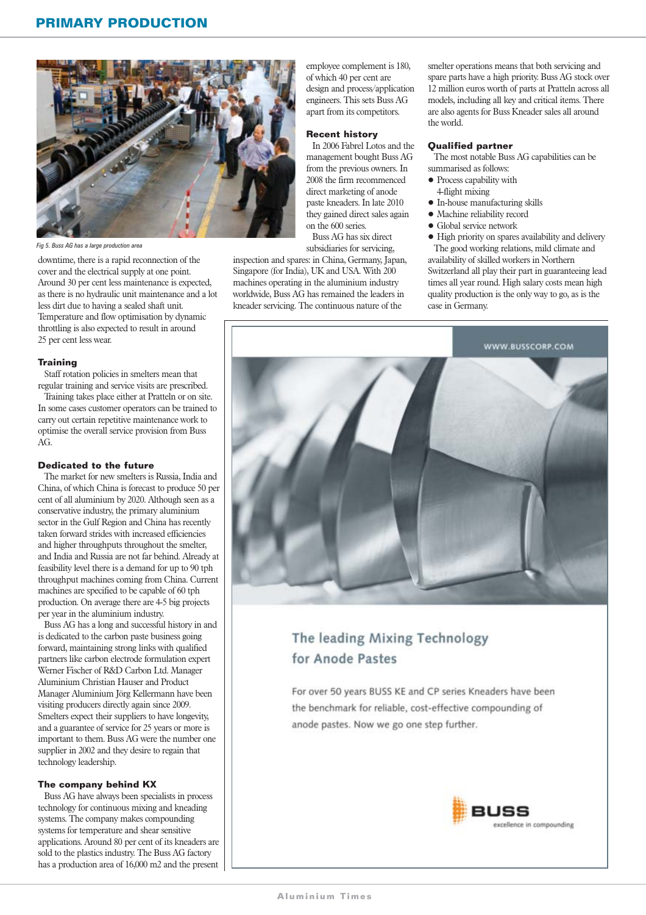Fig 5. Buss AG has a large production area

downtime, there is a rapid reconnection of the cover and the electrical supply at one point. Around 30 per cent less maintenance is expected, as there is no hydraulic unit maintenance and a lot less dirt due to having a sealed shaft unit. Temperature and flow optimisation by dynamic throttling is also expected to result in around 25 per cent less wear.

### Training

Staff rotation policies in smelters mean that regular training and service visits are prescribed. Training takes place either at Pratteln or on site. In some cases customer operators can be trained to carry out certain repetitive maintenance work to optimise the overall service provision from Buss AG.

### Dedicated to the future

The market for new smelters is Russia, India and China, of which China is forecast to produce 50 per cent of all aluminium by 2020. Although seen as a conservative industry, the primary aluminium sector in the Gulf Region and China has recently taken forward strides with increased efficiencies and higher throughputs throughout the smelter, and India and Russia are not far behind. Already at feasibility level there is a demand for up to 90 tph throughput machines coming from China. Current machines are specified to be capable of 60 tph production. On average there are 4-5 big projects per year in the aluminium industry.

Buss AG has a long and successful history in and is dedicated to the carbon paste business going forward, maintaining strong links with qualified partners like carbon electrode formulation expert Werner Fischer of R&D Carbon Ltd. Manager Aluminium Christian Hauser and Product Manager Aluminium Jörg Kellermann have been visiting producers directly again since 2009. Smelters expect their suppliers to have longevity, and a guarantee of service for 25 years or more is important to them. Buss AG were the number one supplier in 2002 and they desire to regain that technology leadership.

### The company behind KX

Buss AG have always been specialists in process technology for continuous mixing and kneading systems. The company makes compounding systems for temperature and shear sensitive applications. Around 80 per cent of its kneaders are sold to the plastics industry. The Buss AG factory has a production area of 16,000 m2 and the present employee complement is 180, of which 40 per cent are design and process/application engineers. This sets Buss AG apart from its competitors.

### Recent history

In 2006 Fabrel Lotos and the management bought Buss AG from the previous owners. In 2008 the firm recommenced direct marketing of anode paste kneaders. In late 2010 they gained direct sales again on the 600 series.

Buss AG has six direct subsidiaries for servicing, inspection and spares: in China, Germany, Japan, Singapore (for India), UK and USA. With 200 machines operating in the aluminium industry worldwide, Buss AG has remained the leaders in kneader servicing. The continuous nature of the smelter operations means that both servicing and spare parts have a high priority. Buss AG stock over 12 million euros worth of parts at Pratteln across all models, including all key and critical items. There are also agents for Buss Kneader sales all around the world.

### Qualified partner

The most notable Buss AG capabilities can be summarised as follows:

- Process capability with 4-flight mixing
- In-house manufacturing skills
- Machine reliability record
- Global service network
- High priority on spares availability and delivery

The good working relations, mild climate and availability of skilled workers in Northern Switzerland all play their part in guaranteeing lead times all year round. High salary costs mean high quality production is the only way to go, as is the case in Germany.

WWW.BUSSCORP.COM

**The leading Mixing Technology for Anode Pastes**

For over 50 years BUSS KE and CP series Kneaders have been the benchmark for reliable, cost-effective compounding of anode pastes. Now we go one step further.

BUSS excellence in compounding